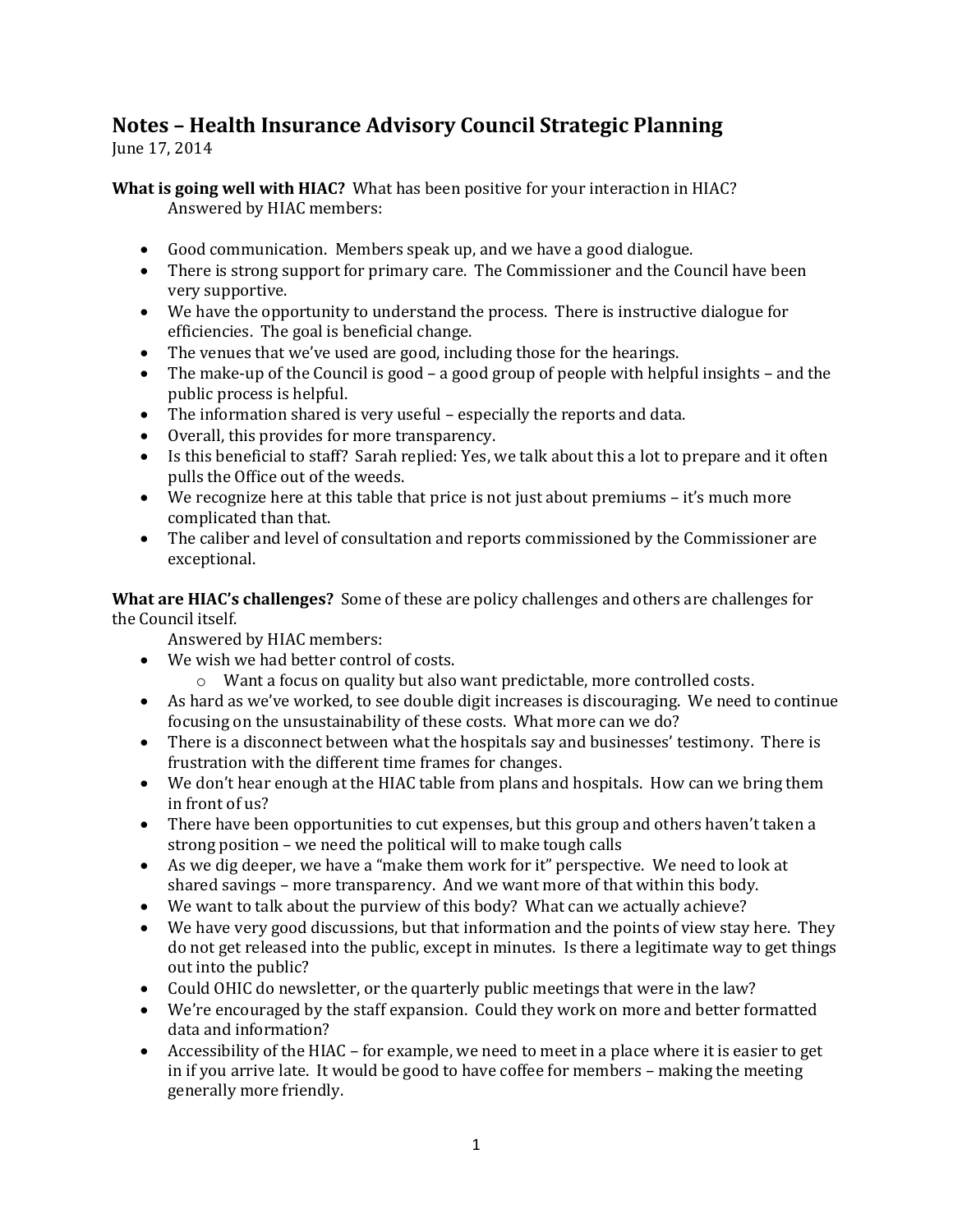# Notes – Health Insurance Advisory Council Strategic Planning

June 17, 2014

**What is going well with HIAC?** What has been positive for your interaction in HIAC?

Answered by HIAC members:

- Good communication. Members speak up, and we have a good dialogue.
- There is strong support for primary care. The Commissioner and the Council have been very supportive.
- We have the opportunity to understand the process. There is instructive dialogue for efficiencies. The goal is beneficial change.
- The venues that we've used are good, including those for the hearings.
- The make-up of the Council is good – a good group of people with helpful insights – and the public process is helpful.
- The information shared is very useful – especially the reports and data.
- Overall, this provides for more transparency.
- Is this beneficial to staff? Sarah replied: Yes, we talk about this a lot to prepare and it often pulls the Office out of the weeds.
- We recognize here at this table that price is not just about premiums – it's much more complicated than that.
- The caliber and level of consultation and reports commissioned by the Commissioner are exceptional.

**What are HIAC's challenges?** Some of these are policy challenges and others are challenges for the Council itself.

Answered by HIAC members:

- We wish we had better control of costs.
    - Want a focus on quality but also want predictable, more controlled costs.
- As hard as we've worked, to see double digit increases is discouraging. We need to continue focusing on the unsustainability of these costs. What more can we do?
- There is a disconnect between what the hospitals say and businesses' testimony. There is frustration with the different time frames for changes.
- We don't hear enough at the HIAC table from plans and hospitals. How can we bring them in front of us?
- There have been opportunities to cut expenses, but this group and others haven't taken a strong position – we need the political will to make tough calls
- As we dig deeper, we have a "make them work for it" perspective. We need to look at shared savings – more transparency. And we want more of that within this body.
- We want to talk about the purview of this body? What can we actually achieve?
- We have very good discussions, but that information and the points of view stay here. They do not get released into the public, except in minutes. Is there a legitimate way to get things out into the public?
- Could OHIC do newsletter, or the quarterly public meetings that were in the law?
- We're encouraged by the staff expansion. Could they work on more and better formatted data and information?
- Accessibility of the HIAC – for example, we need to meet in a place where it is easier to get in if you arrive late. It would be good to have coffee for members – making the meeting generally more friendly.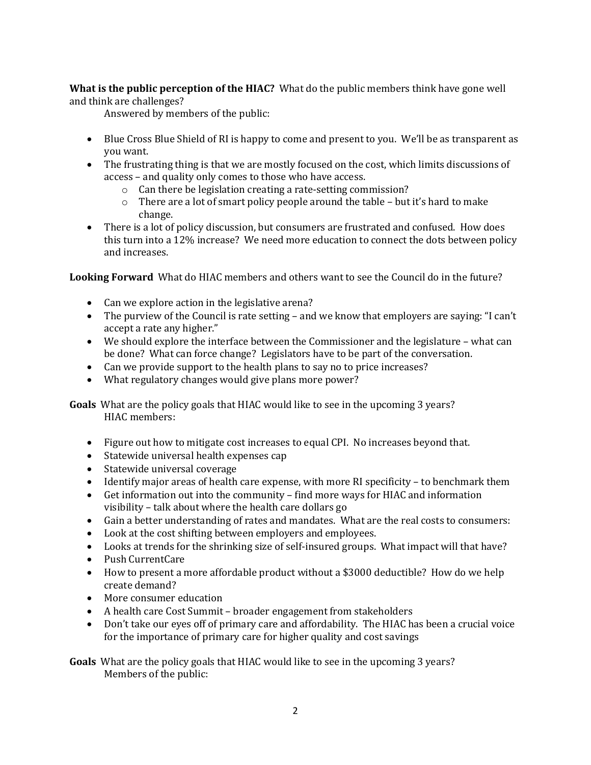**What is the public perception of the HIAC?** What do the public members think have gone well and think are challenges?

Answered by members of the public:

- Blue Cross Blue Shield of RI is happy to come and present to you. We'll be as transparent as you want.
- The frustrating thing is that we are mostly focused on the cost, which limits discussions of access – and quality only comes to those who have access.
  - Can there be legislation creating a rate-setting commission?
  - There are a lot of smart policy people around the table – but it's hard to make change.
- There is a lot of policy discussion, but consumers are frustrated and confused. How does this turn into a 12% increase? We need more education to connect the dots between policy and increases.

**Looking Forward** What do HIAC members and others want to see the Council do in the future?

- Can we explore action in the legislative arena?
- The purview of the Council is rate setting – and we know that employers are saying: "I can't accept a rate any higher."
- We should explore the interface between the Commissioner and the legislature – what can be done? What can force change? Legislators have to be part of the conversation.
- Can we provide support to the health plans to say no to price increases?
- What regulatory changes would give plans more power?

**Goals** What are the policy goals that HIAC would like to see in the upcoming 3 years?

HIAC members:

- Figure out how to mitigate cost increases to equal CPI. No increases beyond that.
- Statewide universal health expenses cap
- Statewide universal coverage
- Identify major areas of health care expense, with more RI specificity – to benchmark them
- Get information out into the community – find more ways for HIAC and information visibility – talk about where the health care dollars go
- Gain a better understanding of rates and mandates. What are the real costs to consumers:
- Look at the cost shifting between employers and employees.
- Looks at trends for the shrinking size of self-insured groups. What impact will that have?
- Push CurrentCare
- How to present a more affordable product without a $3000 deductible? How do we help create demand?
- More consumer education
- A health care Cost Summit – broader engagement from stakeholders
- Don't take our eyes off of primary care and affordability. The HIAC has been a crucial voice for the importance of primary care for higher quality and cost savings

**Goals** What are the policy goals that HIAC would like to see in the upcoming 3 years?

Members of the public: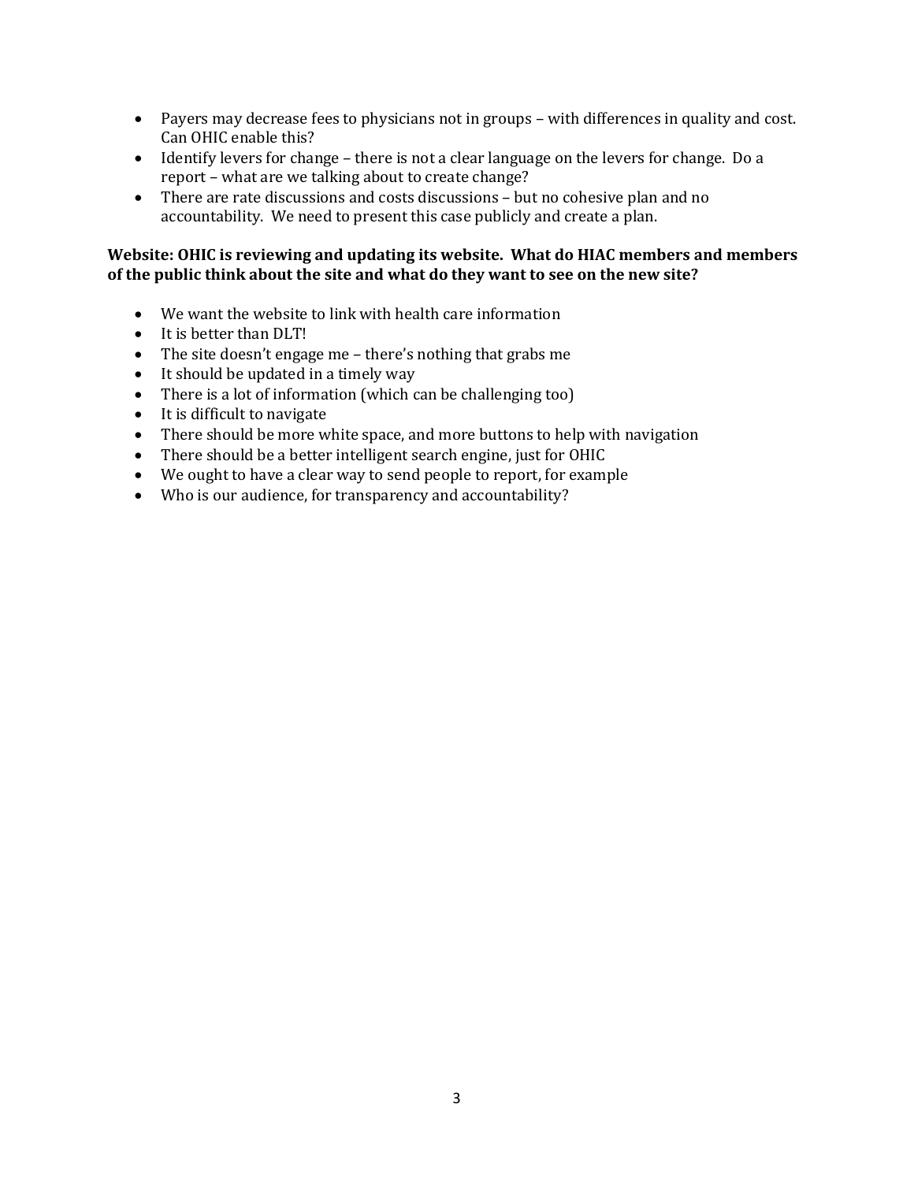- Payers may decrease fees to physicians not in groups – with differences in quality and cost. Can OHIC enable this?
- Identify levers for change – there is not a clear language on the levers for change. Do a report – what are we talking about to create change?
- There are rate discussions and costs discussions – but no cohesive plan and no accountability. We need to present this case publicly and create a plan.

**Website: OHIC is reviewing and updating its website. What do HIAC members and members of the public think about the site and what do they want to see on the new site?**

- We want the website to link with health care information
- It is better than DLT!
- The site doesn't engage me – there's nothing that grabs me
- It should be updated in a timely way
- There is a lot of information (which can be challenging too)
- It is difficult to navigate
- There should be more white space, and more buttons to help with navigation
- There should be a better intelligent search engine, just for OHIC
- We ought to have a clear way to send people to report, for example
- Who is our audience, for transparency and accountability?